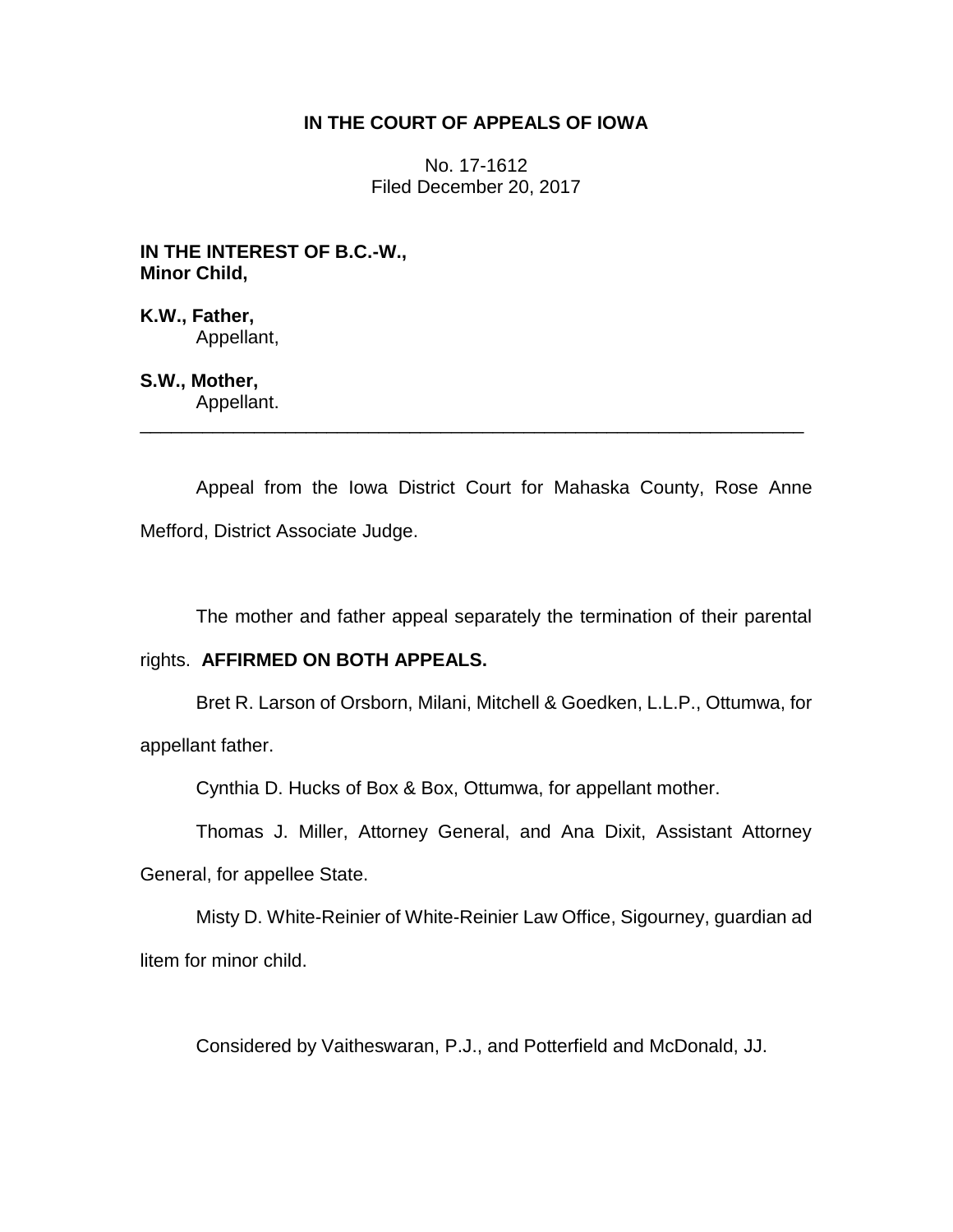# IN THE COURT OF APPEALS OF IOWA

No. 17-1612
Filed December 20, 2017

**IN THE INTEREST OF B.C.-W.,**
**Minor Child,**

**K.W., Father,**
Appellant,

**S.W., Mother,**
Appellant.

---

Appeal from the Iowa District Court for Mahaska County, Rose Anne Mefford, District Associate Judge.

The mother and father appeal separately the termination of their parental rights. **AFFIRMED ON BOTH APPEALS.**

Bret R. Larson of Orsborn, Milani, Mitchell & Goedken, L.L.P., Ottumwa, for appellant father.

Cynthia D. Hucks of Box & Box, Ottumwa, for appellant mother.

Thomas J. Miller, Attorney General, and Ana Dixit, Assistant Attorney General, for appellee State.

Misty D. White-Reinier of White-Reinier Law Office, Sigourney, guardian ad litem for minor child.

Considered by Vaitheswaran, P.J., and Potterfield and McDonald, JJ.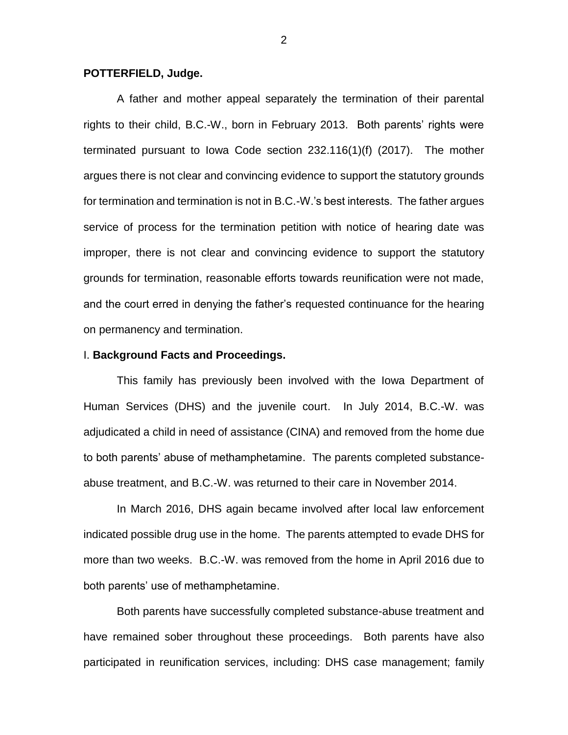**POTTERFIELD, Judge.**

A father and mother appeal separately the termination of their parental rights to their child, B.C.-W., born in February 2013. Both parents' rights were terminated pursuant to Iowa Code section 232.116(1)(f) (2017). The mother argues there is not clear and convincing evidence to support the statutory grounds for termination and termination is not in B.C.-W.'s best interests. The father argues service of process for the termination petition with notice of hearing date was improper, there is not clear and convincing evidence to support the statutory grounds for termination, reasonable efforts towards reunification were not made, and the court erred in denying the father's requested continuance for the hearing on permanency and termination.

I. **Background Facts and Proceedings.**

This family has previously been involved with the Iowa Department of Human Services (DHS) and the juvenile court. In July 2014, B.C.-W. was adjudicated a child in need of assistance (CINA) and removed from the home due to both parents' abuse of methamphetamine. The parents completed substance-abuse treatment, and B.C.-W. was returned to their care in November 2014.

In March 2016, DHS again became involved after local law enforcement indicated possible drug use in the home. The parents attempted to evade DHS for more than two weeks. B.C.-W. was removed from the home in April 2016 due to both parents' use of methamphetamine.

Both parents have successfully completed substance-abuse treatment and have remained sober throughout these proceedings. Both parents have also participated in reunification services, including: DHS case management; family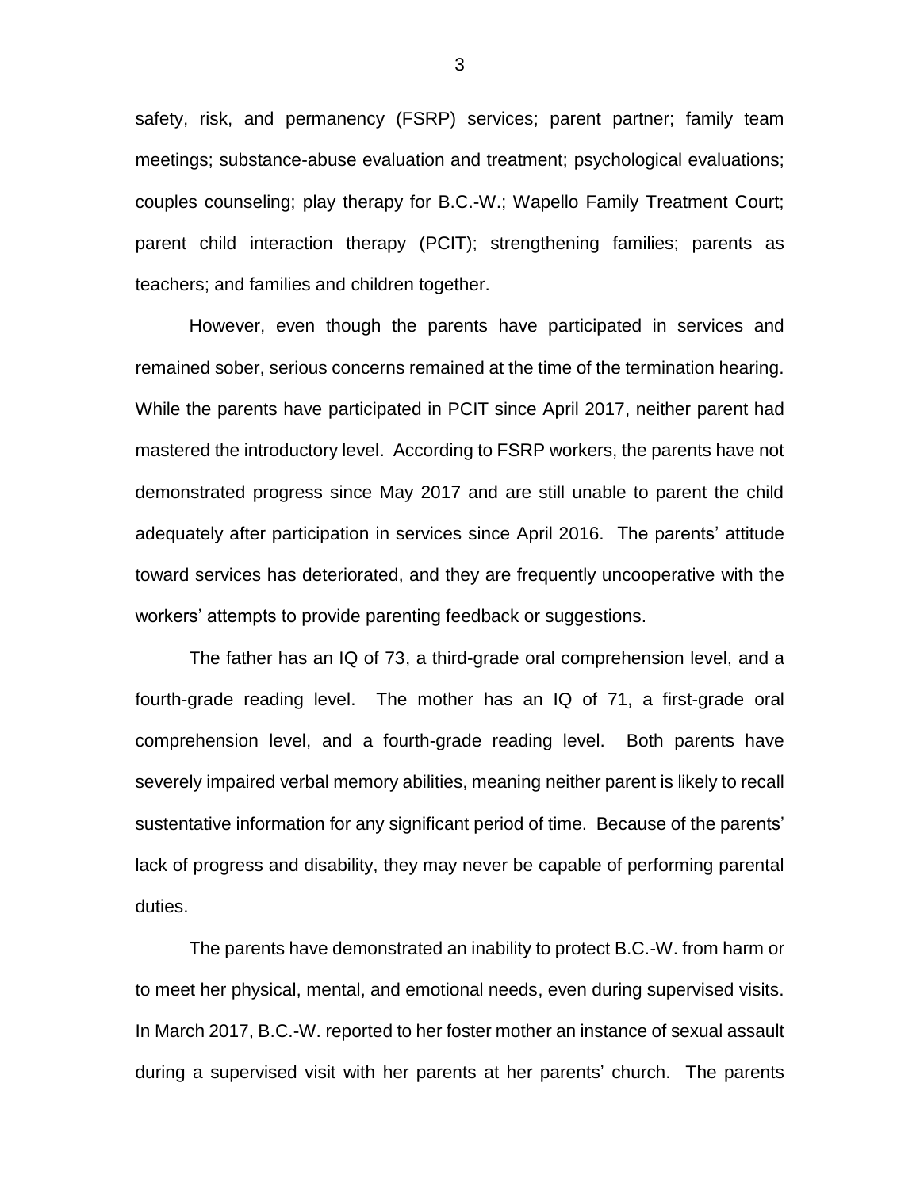safety, risk, and permanency (FSRP) services; parent partner; family team meetings; substance-abuse evaluation and treatment; psychological evaluations; couples counseling; play therapy for B.C.-W.; Wapello Family Treatment Court; parent child interaction therapy (PCIT); strengthening families; parents as teachers; and families and children together.

However, even though the parents have participated in services and remained sober, serious concerns remained at the time of the termination hearing. While the parents have participated in PCIT since April 2017, neither parent had mastered the introductory level. According to FSRP workers, the parents have not demonstrated progress since May 2017 and are still unable to parent the child adequately after participation in services since April 2016. The parents' attitude toward services has deteriorated, and they are frequently uncooperative with the workers' attempts to provide parenting feedback or suggestions.

The father has an IQ of 73, a third-grade oral comprehension level, and a fourth-grade reading level. The mother has an IQ of 71, a first-grade oral comprehension level, and a fourth-grade reading level. Both parents have severely impaired verbal memory abilities, meaning neither parent is likely to recall sustentative information for any significant period of time. Because of the parents' lack of progress and disability, they may never be capable of performing parental duties.

The parents have demonstrated an inability to protect B.C.-W. from harm or to meet her physical, mental, and emotional needs, even during supervised visits. In March 2017, B.C.-W. reported to her foster mother an instance of sexual assault during a supervised visit with her parents at her parents' church. The parents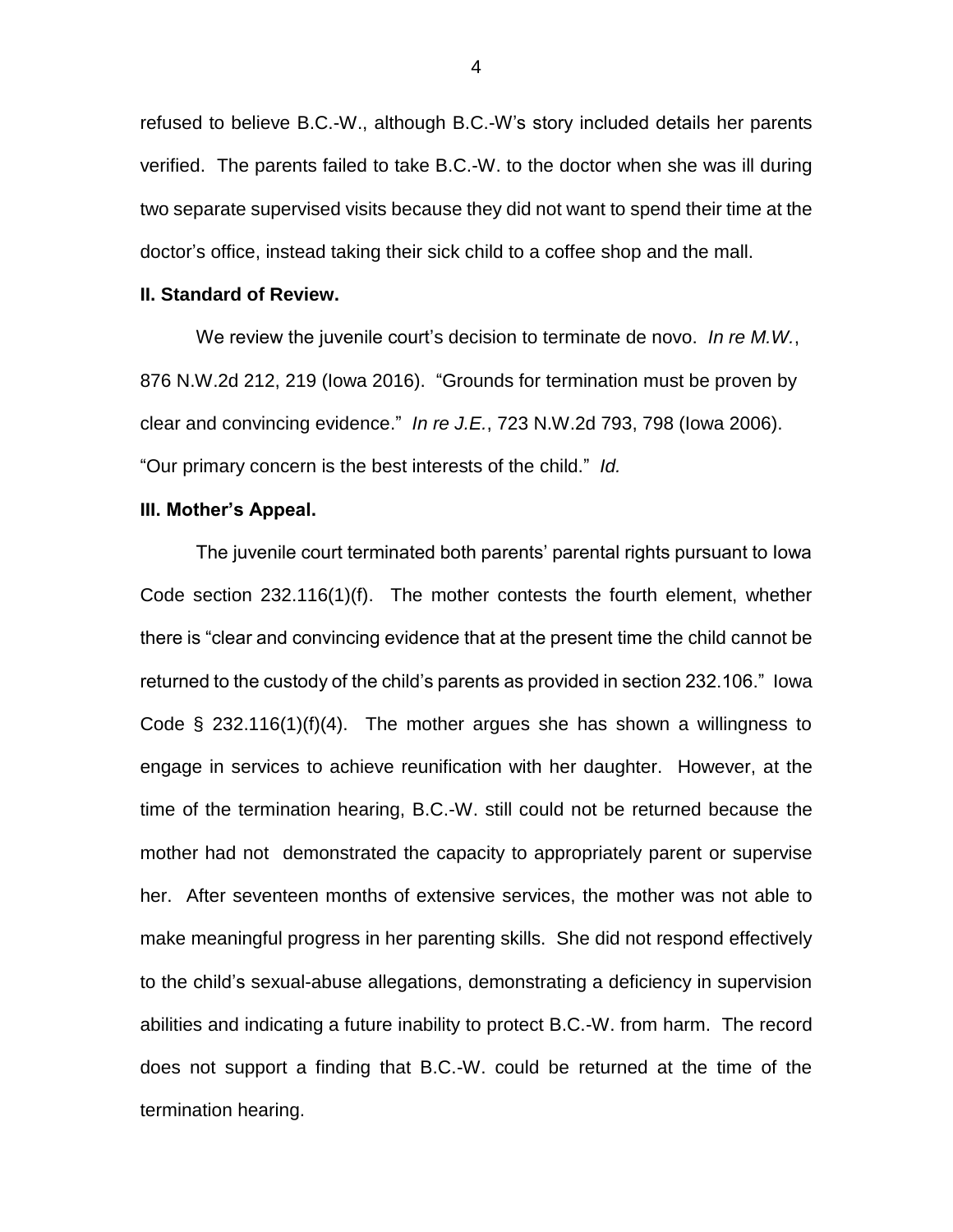refused to believe B.C.-W., although B.C.-W's story included details her parents verified. The parents failed to take B.C.-W. to the doctor when she was ill during two separate supervised visits because they did not want to spend their time at the doctor's office, instead taking their sick child to a coffee shop and the mall.

**II. Standard of Review.**

We review the juvenile court's decision to terminate de novo. *In re M.W.*, 876 N.W.2d 212, 219 (Iowa 2016). "Grounds for termination must be proven by clear and convincing evidence." *In re J.E.*, 723 N.W.2d 793, 798 (Iowa 2006). "Our primary concern is the best interests of the child." *Id.*

**III. Mother's Appeal.**

The juvenile court terminated both parents' parental rights pursuant to Iowa Code section 232.116(1)(f). The mother contests the fourth element, whether there is "clear and convincing evidence that at the present time the child cannot be returned to the custody of the child's parents as provided in section 232.106." Iowa Code § 232.116(1)(f)(4). The mother argues she has shown a willingness to engage in services to achieve reunification with her daughter. However, at the time of the termination hearing, B.C.-W. still could not be returned because the mother had not demonstrated the capacity to appropriately parent or supervise her. After seventeen months of extensive services, the mother was not able to make meaningful progress in her parenting skills. She did not respond effectively to the child's sexual-abuse allegations, demonstrating a deficiency in supervision abilities and indicating a future inability to protect B.C.-W. from harm. The record does not support a finding that B.C.-W. could be returned at the time of the termination hearing.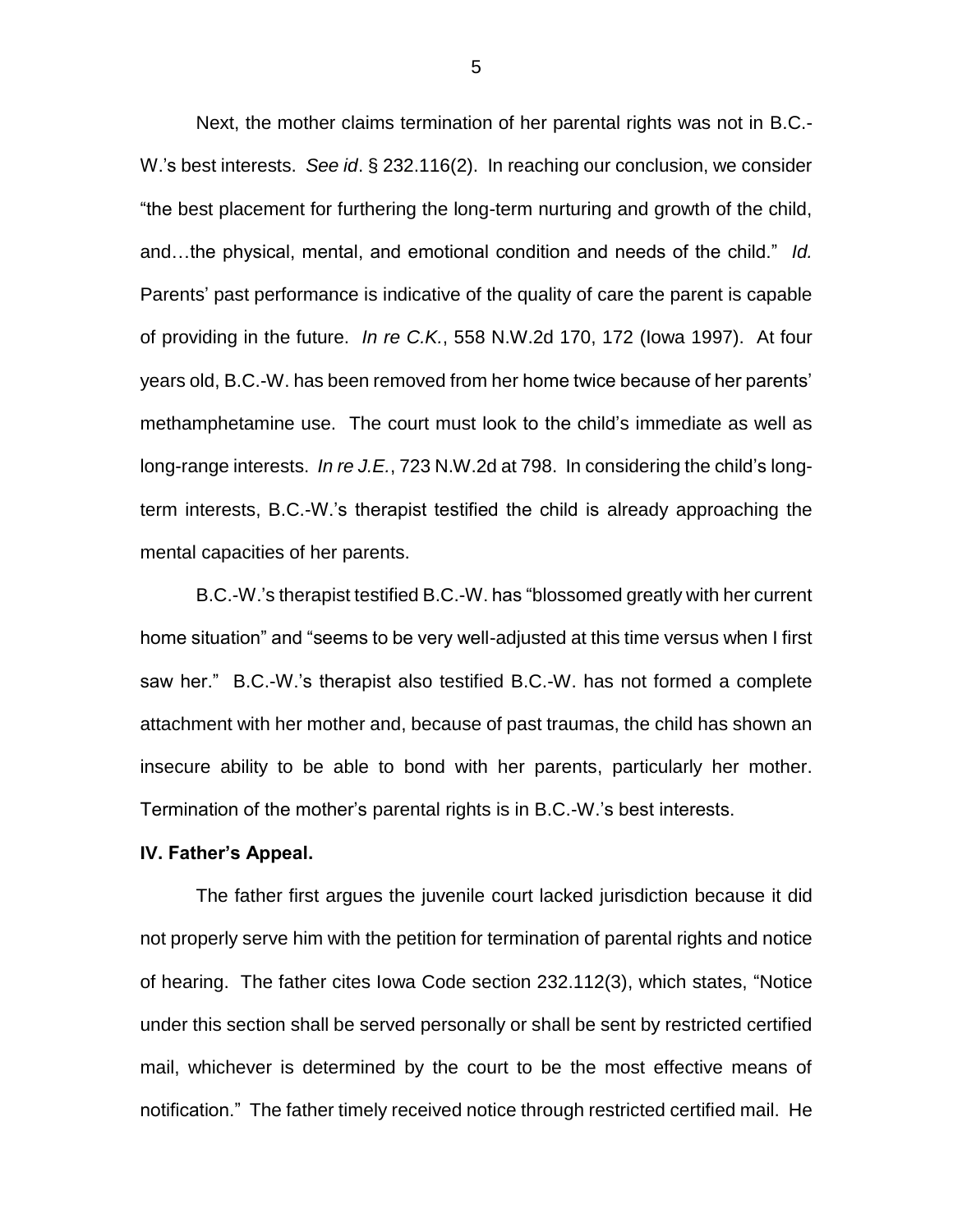Next, the mother claims termination of her parental rights was not in B.C.-W.'s best interests. *See id*. § 232.116(2). In reaching our conclusion, we consider "the best placement for furthering the long-term nurturing and growth of the child, and…the physical, mental, and emotional condition and needs of the child." *Id.* Parents' past performance is indicative of the quality of care the parent is capable of providing in the future. *In re C.K.*, 558 N.W.2d 170, 172 (Iowa 1997). At four years old, B.C.-W. has been removed from her home twice because of her parents' methamphetamine use. The court must look to the child's immediate as well as long-range interests. *In re J.E.*, 723 N.W.2d at 798. In considering the child's long-term interests, B.C.-W.'s therapist testified the child is already approaching the mental capacities of her parents.

B.C.-W.'s therapist testified B.C.-W. has "blossomed greatly with her current home situation" and "seems to be very well-adjusted at this time versus when I first saw her." B.C.-W.'s therapist also testified B.C.-W. has not formed a complete attachment with her mother and, because of past traumas, the child has shown an insecure ability to be able to bond with her parents, particularly her mother. Termination of the mother's parental rights is in B.C.-W.'s best interests.

**IV. Father's Appeal.**

The father first argues the juvenile court lacked jurisdiction because it did not properly serve him with the petition for termination of parental rights and notice of hearing. The father cites Iowa Code section 232.112(3), which states, "Notice under this section shall be served personally or shall be sent by restricted certified mail, whichever is determined by the court to be the most effective means of notification." The father timely received notice through restricted certified mail. He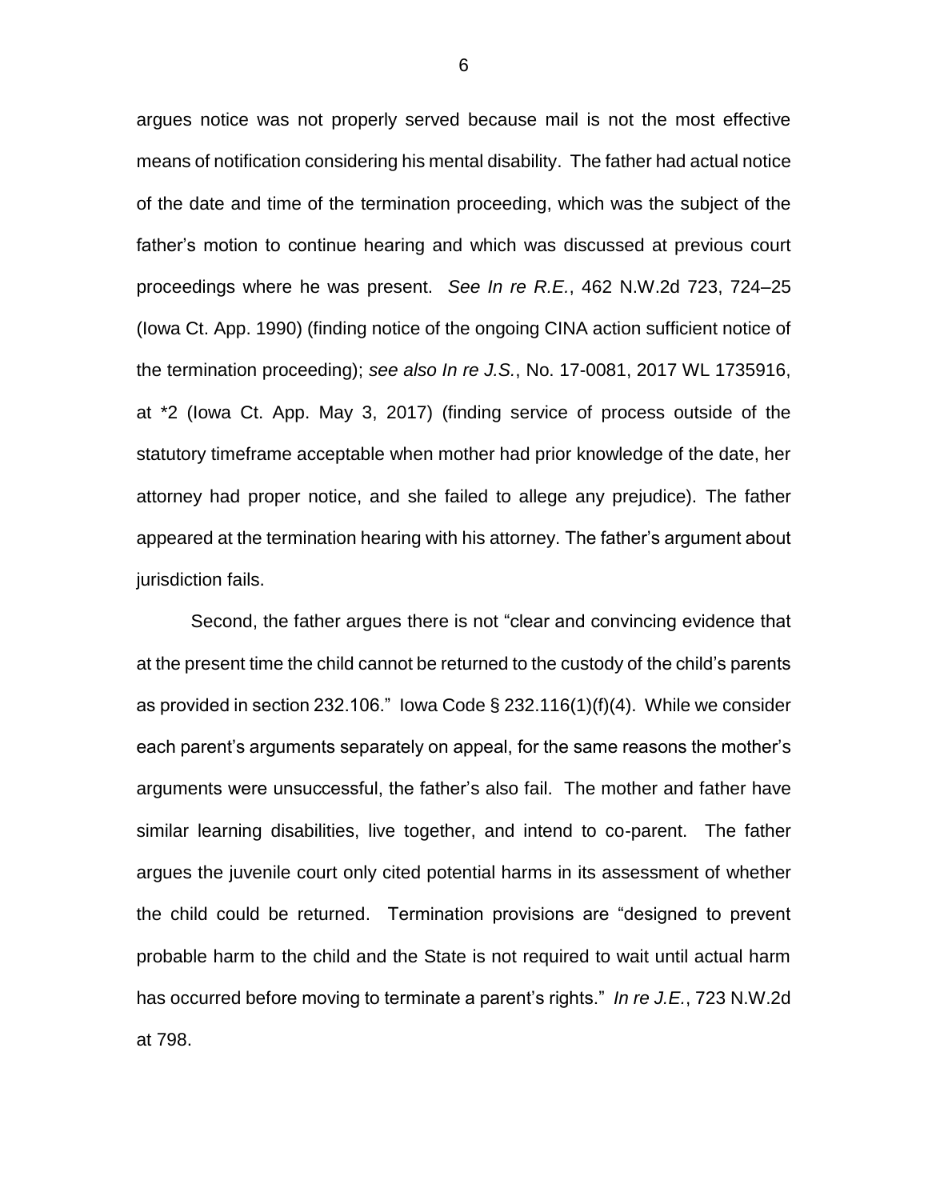argues notice was not properly served because mail is not the most effective means of notification considering his mental disability. The father had actual notice of the date and time of the termination proceeding, which was the subject of the father's motion to continue hearing and which was discussed at previous court proceedings where he was present. *See In re R.E.*, 462 N.W.2d 723, 724–25 (Iowa Ct. App. 1990) (finding notice of the ongoing CINA action sufficient notice of the termination proceeding); *see also In re J.S.*, No. 17-0081, 2017 WL 1735916, at *2 (Iowa Ct. App. May 3, 2017) (finding service of process outside of the statutory timeframe acceptable when mother had prior knowledge of the date, her attorney had proper notice, and she failed to allege any prejudice). The father appeared at the termination hearing with his attorney. The father's argument about jurisdiction fails.

Second, the father argues there is not "clear and convincing evidence that at the present time the child cannot be returned to the custody of the child's parents as provided in section 232.106." Iowa Code § 232.116(1)(f)(4). While we consider each parent's arguments separately on appeal, for the same reasons the mother's arguments were unsuccessful, the father's also fail. The mother and father have similar learning disabilities, live together, and intend to co-parent. The father argues the juvenile court only cited potential harms in its assessment of whether the child could be returned. Termination provisions are "designed to prevent probable harm to the child and the State is not required to wait until actual harm has occurred before moving to terminate a parent's rights." *In re J.E.*, 723 N.W.2d at 798.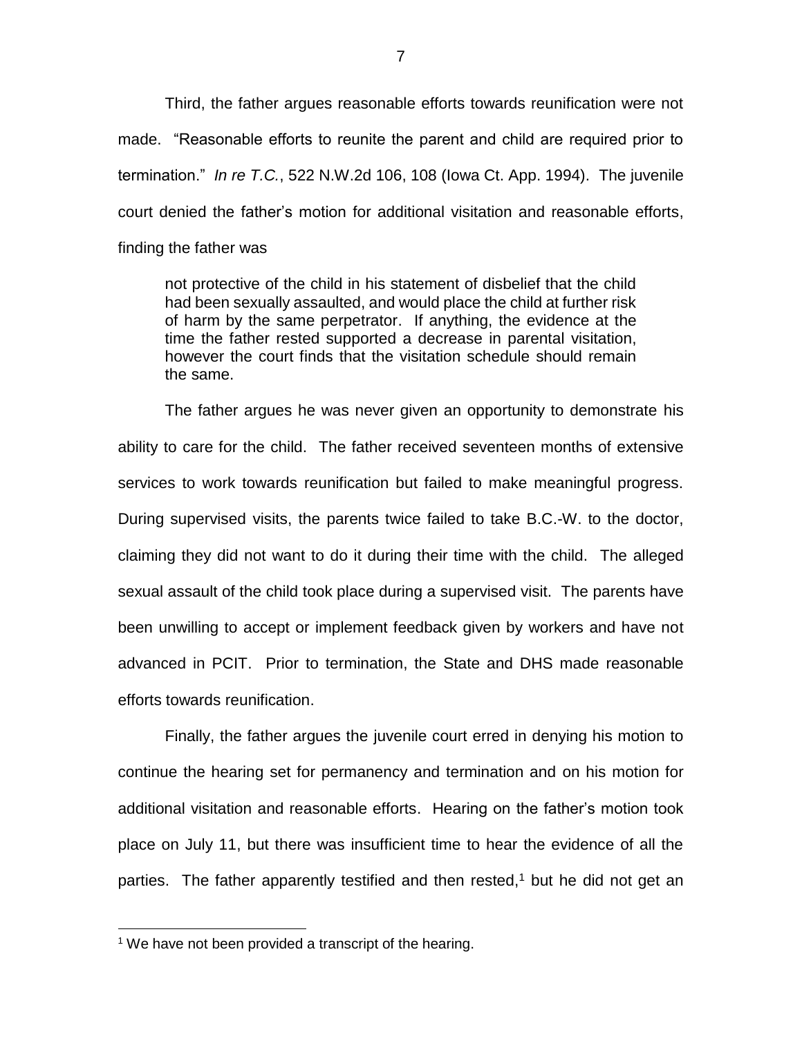Third, the father argues reasonable efforts towards reunification were not made. "Reasonable efforts to reunite the parent and child are required prior to termination." *In re T.C.*, 522 N.W.2d 106, 108 (Iowa Ct. App. 1994). The juvenile court denied the father's motion for additional visitation and reasonable efforts, finding the father was

> not protective of the child in his statement of disbelief that the child had been sexually assaulted, and would place the child at further risk of harm by the same perpetrator. If anything, the evidence at the time the father rested supported a decrease in parental visitation, however the court finds that the visitation schedule should remain the same.

The father argues he was never given an opportunity to demonstrate his ability to care for the child. The father received seventeen months of extensive services to work towards reunification but failed to make meaningful progress. During supervised visits, the parents twice failed to take B.C.-W. to the doctor, claiming they did not want to do it during their time with the child. The alleged sexual assault of the child took place during a supervised visit. The parents have been unwilling to accept or implement feedback given by workers and have not advanced in PCIT. Prior to termination, the State and DHS made reasonable efforts towards reunification.

Finally, the father argues the juvenile court erred in denying his motion to continue the hearing set for permanency and termination and on his motion for additional visitation and reasonable efforts. Hearing on the father's motion took place on July 11, but there was insufficient time to hear the evidence of all the parties. The father apparently testified and then rested,[1] but he did not get an

[1] We have not been provided a transcript of the hearing.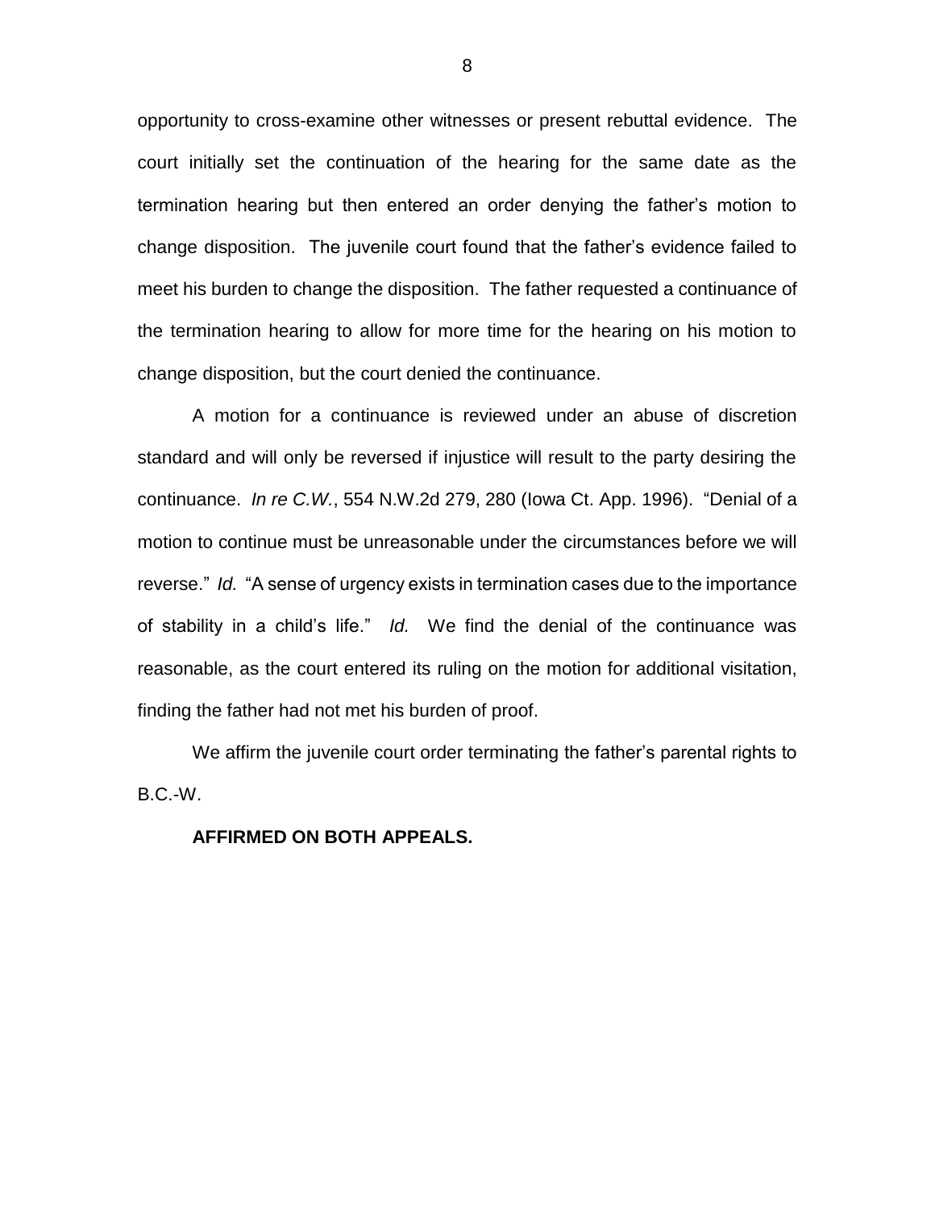opportunity to cross-examine other witnesses or present rebuttal evidence. The court initially set the continuation of the hearing for the same date as the termination hearing but then entered an order denying the father's motion to change disposition. The juvenile court found that the father's evidence failed to meet his burden to change the disposition. The father requested a continuance of the termination hearing to allow for more time for the hearing on his motion to change disposition, but the court denied the continuance.

A motion for a continuance is reviewed under an abuse of discretion standard and will only be reversed if injustice will result to the party desiring the continuance. *In re C.W.*, 554 N.W.2d 279, 280 (Iowa Ct. App. 1996). "Denial of a motion to continue must be unreasonable under the circumstances before we will reverse." *Id.* "A sense of urgency exists in termination cases due to the importance of stability in a child's life." *Id.* We find the denial of the continuance was reasonable, as the court entered its ruling on the motion for additional visitation, finding the father had not met his burden of proof.

We affirm the juvenile court order terminating the father's parental rights to B.C.-W.

**AFFIRMED ON BOTH APPEALS.**